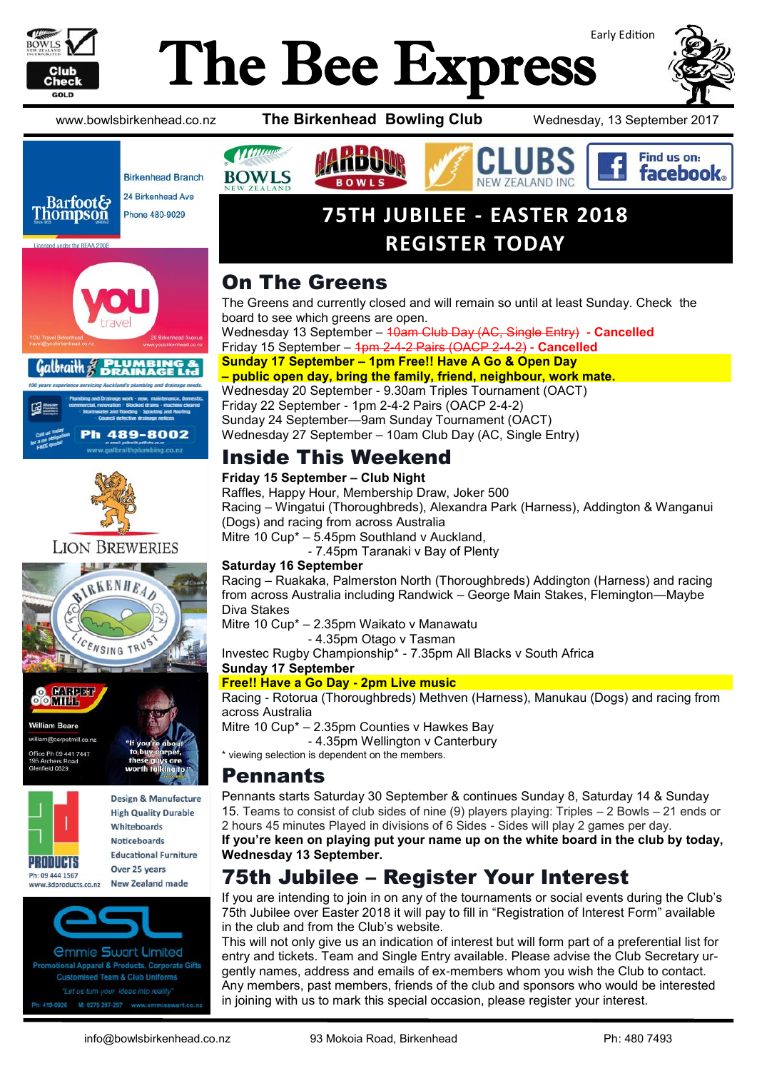Early Edition

# The Bee Express

www.bowlsbirkenhead.co.nz **The Birkenhead Bowling Club** Wednesday, 13 September 2017

**75TH JUBILEE - EASTER 2018**
**REGISTER TODAY**

## On The Greens

The Greens and currently closed and will remain so until at least Sunday. Check the board to see which greens are open.

Wednesday 13 September – ~~10am Club Day (AC, Single Entry)~~ **- Cancelled**
Friday 15 September – ~~1pm 2-4-2 Pairs (OACP 2-4-2)~~ **- Cancelled**
**Sunday 17 September – 1pm Free!! Have A Go & Open Day – public open day, bring the family, friend, neighbour, work mate.**
Wednesday 20 September - 9.30am Triples Tournament (OACT)
Friday 22 September - 1pm 2-4-2 Pairs (OACP 2-4-2)
Sunday 24 September—9am Sunday Tournament (OACT)
Wednesday 27 September – 10am Club Day (AC, Single Entry)

## Inside This Weekend

**Friday 15 September – Club Night**
Raffles, Happy Hour, Membership Draw, Joker 500
Racing – Wingatui (Thoroughbreds), Alexandra Park (Harness), Addington & Wanganui (Dogs) and racing from across Australia
Mitre 10 Cup* – 5.45pm Southland v Auckland,
- 7.45pm Taranaki v Bay of Plenty

**Saturday 16 September**
Racing – Ruakaka, Palmerston North (Thoroughbreds) Addington (Harness) and racing from across Australia including Randwick – George Main Stakes, Flemington—Maybe Diva Stakes
Mitre 10 Cup* – 2.35pm Waikato v Manawatu
- 4.35pm Otago v Tasman

Investec Rugby Championship* - 7.35pm All Blacks v South Africa

**Sunday 17 September**
**Free!! Have a Go Day - 2pm Live music**
Racing - Rotorua (Thoroughbreds) Methven (Harness), Manukau (Dogs) and racing from across Australia
Mitre 10 Cup* – 2.35pm Counties v Hawkes Bay
- 4.35pm Wellington v Canterbury

* viewing selection is dependent on the members.

## Pennants

Pennants starts Saturday 30 September & continues Sunday 8, Saturday 14 & Sunday 15. Teams to consist of club sides of nine (9) players playing: Triples – 2 Bowls – 21 ends or 2 hours 45 minutes Played in divisions of 6 Sides - Sides will play 2 games per day.
**If you're keen on playing put your name up on the white board in the club by today, Wednesday 13 September.**

## 75th Jubilee – Register Your Interest

If you are intending to join in on any of the tournaments or social events during the Club's 75th Jubilee over Easter 2018 it will pay to fill in "Registration of Interest Form" available in the club and from the Club's website.

This will not only give us an indication of interest but will form part of a preferential list for entry and tickets. Team and Single Entry available. Please advise the Club Secretary urgently names, address and emails of ex-members whom you wish the Club to contact. Any members, past members, friends of the club and sponsors who would be interested in joining with us to mark this special occasion, please register your interest.

---

Barfoot & Thompson — Birkenhead Branch, 24 Birkenhead Ave, Phone 480-9029. Licensed under the REAA 2008

YOU travel — YOU Travel Birkenhead, travel@youbirkenhead.co.nz, 20 Birkenhead Avenue, www.youbirkenhead.co.nz

Galbraith Plumbing & Drainage Ltd — 100 years experience servicing Auckland's plumbing and drainage needs. Ph 489-8002, www.galbraithplumbing.co.nz

Lion Breweries

Birkenhead Licensing Trust

Carpet Mill — William Boare, william@carpetmill.co.nz, Office Ph 09 441 7447, 195 Archers Road, Glenfield 0629. "If you're about to buy carpet, these guys are worth talking to!"

3D Products — Design & Manufacture, High Quality Durable Whiteboards, Noticeboards, Educational Furniture, Over 25 years, New Zealand made. Ph: 09 444 1567, www.3dproducts.co.nz

esl — Emmie Swart Limited. Promotional Apparel & Products, Corporate Gifts, Customised Team & Club Uniforms. "Let us turn your ideas into reality". Ph: 419-0926, M: 0275 297-297, www.emmieswart.co.nz

info@bowlsbirkenhead.co.nz 93 Mokoia Road, Birkenhead Ph: 480 7493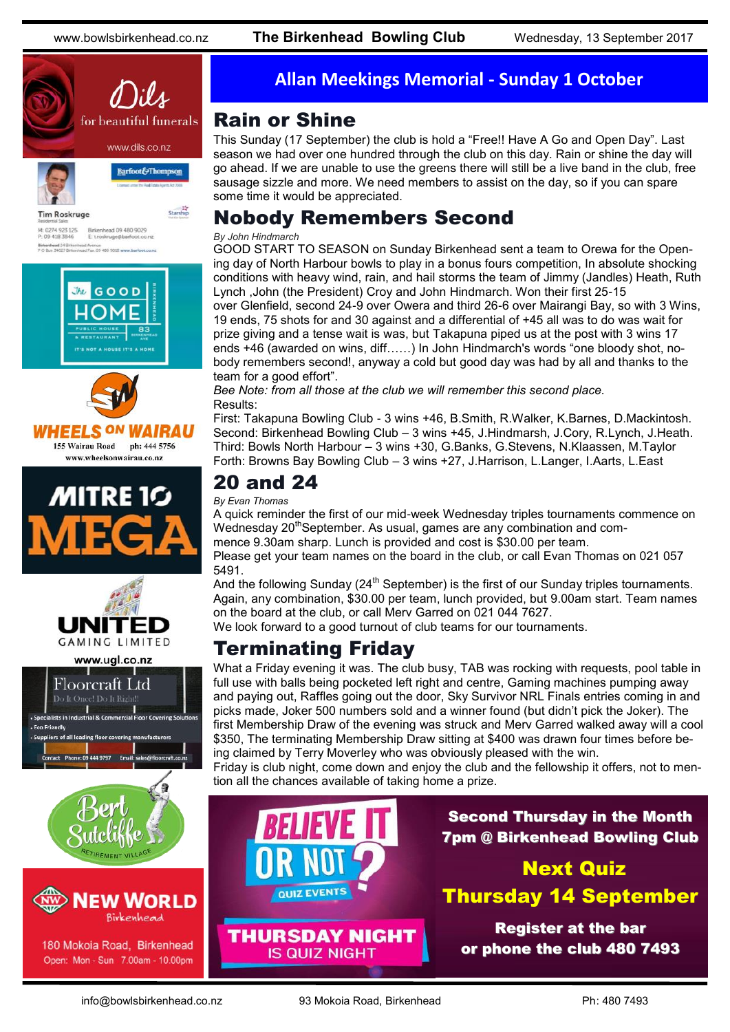## Allan Meekings Memorial - Sunday 1 October

## Rain or Shine

This Sunday (17 September) the club is hold a "Free!! Have A Go and Open Day". Last season we had over one hundred through the club on this day. Rain or shine the day will go ahead. If we are unable to use the greens there will still be a live band in the club, free sausage sizzle and more. We need members to assist on the day, so if you can spare some time it would be appreciated.

## Nobody Remembers Second

*By John Hindmarch*

GOOD START TO SEASON on Sunday Birkenhead sent a team to Orewa for the Opening day of North Harbour bowls to play in a bonus fours competition, In absolute shocking conditions with heavy wind, rain, and hail storms the team of Jimmy (Jandles) Heath, Ruth Lynch ,John (the President) Croy and John Hindmarch. Won their first 25-15 over Glenfield, second 24-9 over Owera and third 26-6 over Mairangi Bay, so with 3 Wins, 19 ends, 75 shots for and 30 against and a differential of +45 all was to do was wait for prize giving and a tense wait is was, but Takapuna piped us at the post with 3 wins 17 ends +46 (awarded on wins, diff……) In John Hindmarch's words "one bloody shot, nobody remembers second!, anyway a cold but good day was had by all and thanks to the team for a good effort".

*Bee Note: from all those at the club we will remember this second place.*

Results:

First: Takapuna Bowling Club - 3 wins +46, B.Smith, R.Walker, K.Barnes, D.Mackintosh.
Second: Birkenhead Bowling Club – 3 wins +45, J.Hindmarsh, J.Cory, R.Lynch, J.Heath.
Third: Bowls North Harbour – 3 wins +30, G.Banks, G.Stevens, N.Klaassen, M.Taylor
Forth: Browns Bay Bowling Club – 3 wins +27, J.Harrison, L.Langer, I.Aarts, L.East

## 20 and 24

*By Evan Thomas*

A quick reminder the first of our mid-week Wednesday triples tournaments commence on Wednesday 20th September. As usual, games are any combination and commence 9.30am sharp. Lunch is provided and cost is $30.00 per team.

Please get your team names on the board in the club, or call Evan Thomas on 021 057 5491.

And the following Sunday (24th September) is the first of our Sunday triples tournaments. Again, any combination, $30.00 per team, lunch provided, but 9.00am start. Team names on the board at the club, or call Merv Garred on 021 044 7627.

We look forward to a good turnout of club teams for our tournaments.

## Terminating Friday

What a Friday evening it was. The club busy, TAB was rocking with requests, pool table in full use with balls being pocketed left right and centre, Gaming machines pumping away and paying out, Raffles going out the door, Sky Survivor NRL Finals entries coming in and picks made, Joker 500 numbers sold and a winner found (but didn't pick the Joker). The first Membership Draw of the evening was struck and Merv Garred walked away will a cool $350, The terminating Membership Draw sitting at $400 was drawn four times before being claimed by Terry Moverley who was obviously pleased with the win.

Friday is club night, come down and enjoy the club and the fellowship it offers, not to mention all the chances available of taking home a prize.

**BELIEVE IT OR NOT? QUIZ EVENTS — THURSDAY NIGHT IS QUIZ NIGHT**

**Second Thursday in the Month**
**7pm @ Birkenhead Bowling Club**

**Next Quiz**
**Thursday 14 September**

**Register at the bar**
**or phone the club 480 7493**

---

Dils for beautiful funerals — www.dils.co.nz

Barfoot & Thompson — Tim Roskruge, Residential Sales. M: 0274 923 125, P: 09 418 3846, Birkenhead 09 480 9029, E: t.roskruge@barfoot.co.nz. Birkenhead 24 Birkenhead Avenue, P O Box 34027 Birkenhead Fax 09 480 9018 www.barfoot.co.nz

The Good Home — Birkenhead. Public House & Restaurant. 83 Birkenhead Ave. It's not a house it's a home

Wheels on Wairau — 155 Wairau Road, ph: 444 5756, www.wheelsonwairau.co.nz

Mitre 10 Mega

United Gaming Limited — www.ugl.co.nz

Floorcraft Ltd — Do It Once! Do It Right!
- Specialists in Industrial & Commercial Floor Covering Solutions
- Eco Friendly
- Suppliers of all leading floor covering manufacturers

Contact Phone: 09 444 9757 Email: sales@floorcraft.co.nz

Bert Sutcliffe Retirement Village

New World Birkenhead — 180 Mokoia Road, Birkenhead. Open: Mon - Sun 7.00am - 10.00pm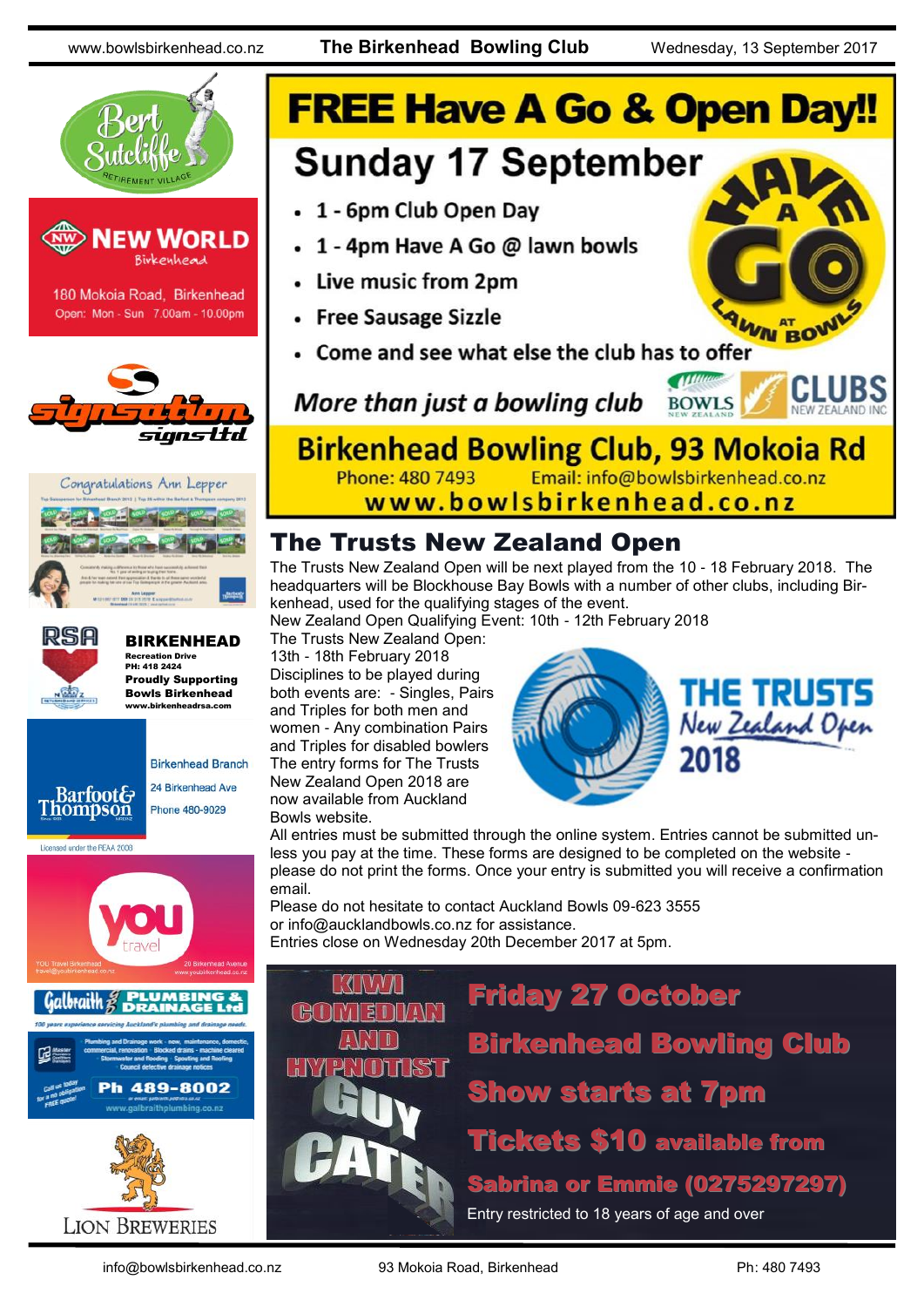Bert Sutcliffe Retirement Village

**NEW WORLD** Birkenhead

180 Mokoia Road, Birkenhead
Open: Mon - Sun 7.00am - 10.00pm

signsation signs ltd

Congratulations Ann Lepper

RSA **BIRKENHEAD**
Recreation Drive
PH: 418 2424
**Proudly Supporting Bowls Birkenhead**
www.birkenheadrsa.com

Barfoot & Thompson
Birkenhead Branch
24 Birkenhead Ave
Phone 480-9029
Licensed under the REAA 2008

you travel
YOU Travel Birkenhead
travel@youbirkenhead.co.nz
20 Birkenhead Avenue
www.youbirkenhead.co.nz

Galbraith PLUMBING & DRAINAGE Ltd
100 years experience servicing Auckland's plumbing and drainage needs.
Plumbing and Drainage work - new, maintenance, domestic, commercial, renovation - Blocked drains - machine cleared - Stormwater and flooding - Spouting and Roofing - Council defective drainage notices
Call us today for a no obligation FREE quote!
Ph 489-8002
www.galbraithplumbing.co.nz

LION BREWERIES

# FREE Have A Go & Open Day!!

## Sunday 17 September

- 1 - 6pm Club Open Day
- 1 - 4pm Have A Go @ lawn bowls
- Live music from 2pm
- Free Sausage Sizzle
- Come and see what else the club has to offer

*More than just a bowling club*

**Birkenhead Bowling Club, 93 Mokoia Rd**
Phone: 480 7493 Email: info@bowlsbirkenhead.co.nz
**www.bowlsbirkenhead.co.nz**

## The Trusts New Zealand Open

The Trusts New Zealand Open will be next played from the 10 - 18 February 2018. The headquarters will be Blockhouse Bay Bowls with a number of other clubs, including Birkenhead, used for the qualifying stages of the event.

New Zealand Open Qualifying Event: 10th - 12th February 2018
The Trusts New Zealand Open: 13th - 18th February 2018

Disciplines to be played during both events are: - Singles, Pairs and Triples for both men and women - Any combination Pairs and Triples for disabled bowlers

The entry forms for The Trusts New Zealand Open 2018 are now available from Auckland Bowls website.

All entries must be submitted through the online system. Entries cannot be submitted unless you pay at the time. These forms are designed to be completed on the website - please do not print the forms. Once your entry is submitted you will receive a confirmation email.

Please do not hesitate to contact Auckland Bowls 09-623 3555 or info@aucklandbowls.co.nz for assistance.

Entries close on Wednesday 20th December 2017 at 5pm.

**KIWI COMEDIAN AND HYPNOTIST GUY CATER**

**Friday 27 October**
**Birkenhead Bowling Club**
**Show starts at 7pm**
**Tickets $10 available from**
**Sabrina or Emmie (0275297297)**
Entry restricted to 18 years of age and over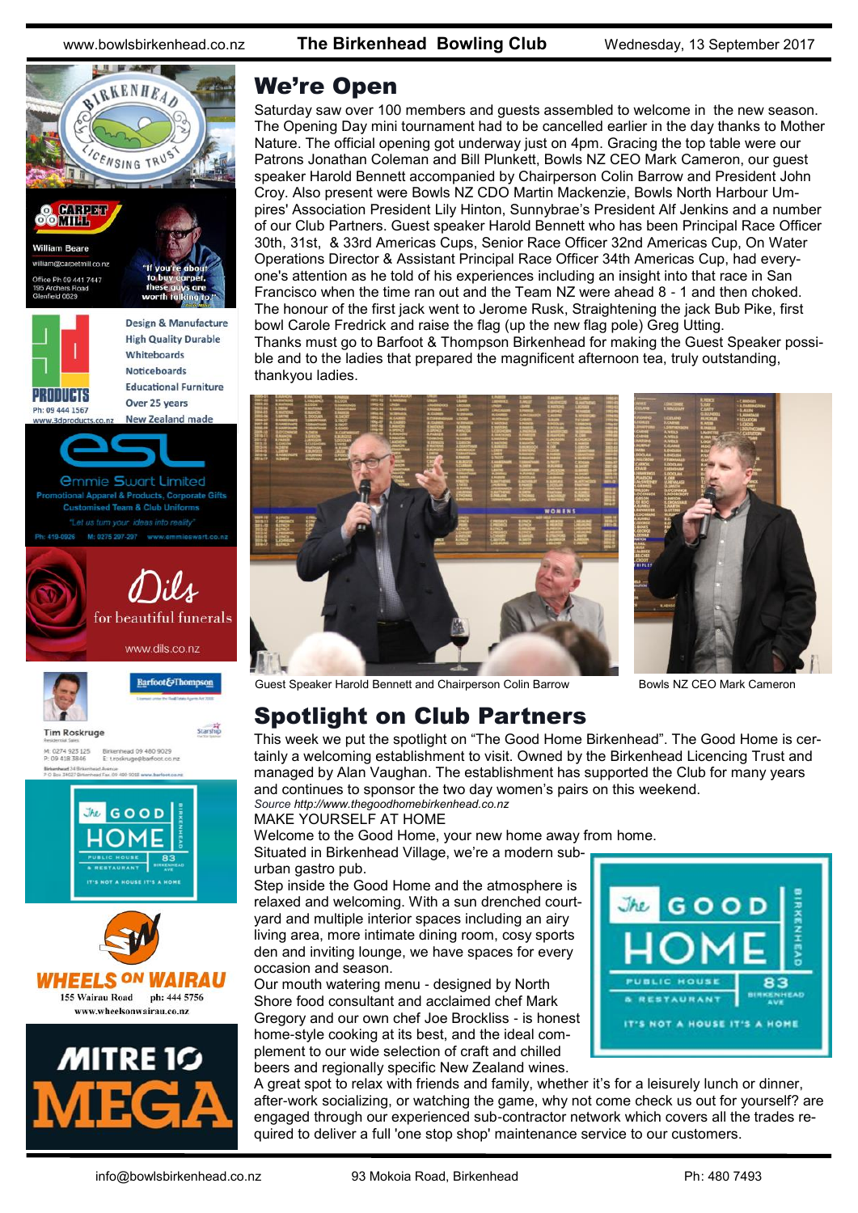# We're Open

Saturday saw over 100 members and guests assembled to welcome in the new season. The Opening Day mini tournament had to be cancelled earlier in the day thanks to Mother Nature. The official opening got underway just on 4pm. Gracing the top table were our Patrons Jonathan Coleman and Bill Plunkett, Bowls NZ CEO Mark Cameron, our guest speaker Harold Bennett accompanied by Chairperson Colin Barrow and President John Croy. Also present were Bowls NZ CDO Martin Mackenzie, Bowls North Harbour Umpires' Association President Lily Hinton, Sunnybrae's President Alf Jenkins and a number of our Club Partners. Guest speaker Harold Bennett who has been Principal Race Officer 30th, 31st, & 33rd Americas Cups, Senior Race Officer 32nd Americas Cup, On Water Operations Director & Assistant Principal Race Officer 34th Americas Cup, had everyone's attention as he told of his experiences including an insight into that race in San Francisco when the time ran out and the Team NZ were ahead 8 - 1 and then choked.
The honour of the first jack went to Jerome Rusk, Straightening the jack Bub Pike, first bowl Carole Fredrick and raise the flag (up the new flag pole) Greg Utting.
Thanks must go to Barfoot & Thompson Birkenhead for making the Guest Speaker possible and to the ladies that prepared the magnificent afternoon tea, truly outstanding, thankyou ladies.

Guest Speaker Harold Bennett and Chairperson Colin Barrow

Bowls NZ CEO Mark Cameron

# Spotlight on Club Partners

This week we put the spotlight on "The Good Home Birkenhead". The Good Home is certainly a welcoming establishment to visit. Owned by the Birkenhead Licencing Trust and managed by Alan Vaughan. The establishment has supported the Club for many years and continues to sponsor the two day women's pairs on this weekend.

*Source http://www.thegoodhomebirkenhead.co.nz*

MAKE YOURSELF AT HOME

Welcome to the Good Home, your new home away from home.

Situated in Birkenhead Village, we're a modern suburban gastro pub.

Step inside the Good Home and the atmosphere is relaxed and welcoming. With a sun drenched courtyard and multiple interior spaces including an airy living area, more intimate dining room, cosy sports den and inviting lounge, we have spaces for every occasion and season.

Our mouth watering menu - designed by North Shore food consultant and acclaimed chef Mark Gregory and our own chef Joe Brockliss - is honest home-style cooking at its best, and the ideal complement to our wide selection of craft and chilled beers and regionally specific New Zealand wines.

A great spot to relax with friends and family, whether it's for a leisurely lunch or dinner, after-work socializing, or watching the game, why not come check us out for yourself? are engaged through our experienced sub-contractor network which covers all the trades required to deliver a full 'one stop shop' maintenance service to our customers.

The Good Home — Public House & Restaurant — 83 Birkenhead Ave — It's not a house it's a home

Birkenhead Licensing Trust

Carpet Mill — William Beare — william@carpetmill.co.nz — Office Ph 09 441 7447 — 195 Archers Road Glenfield 0629 — "If you're about to buy carpet, these guys are worth talking to!"

3D Products — Design & Manufacture — High Quality Durable Whiteboards — Noticeboards — Educational Furniture — Over 25 years — New Zealand made — Ph: 09 444 1567 — www.3dproducts.co.nz

esl — Emmie Swart Limited — Promotional Apparel & Products, Corporate Gifts — Customised Team & Club Uniforms — "Let us turn your ideas into reality" — Ph: 419-0926 — M: 0275 297-297 — www.emmieswart.co.nz

Dils for beautiful funerals — www.dils.co.nz

Barfoot & Thompson — Tim Roskruge — Residential Sales — M: 0274 923 125 — P: 09 418 3846 — Birkenhead 09 480 9029 — E: troskruge@barfoot.co.nz

Wheels on Wairau — 155 Wairau Road — ph: 444 5756 — www.wheelsonwairau.co.nz

Mitre 10 Mega